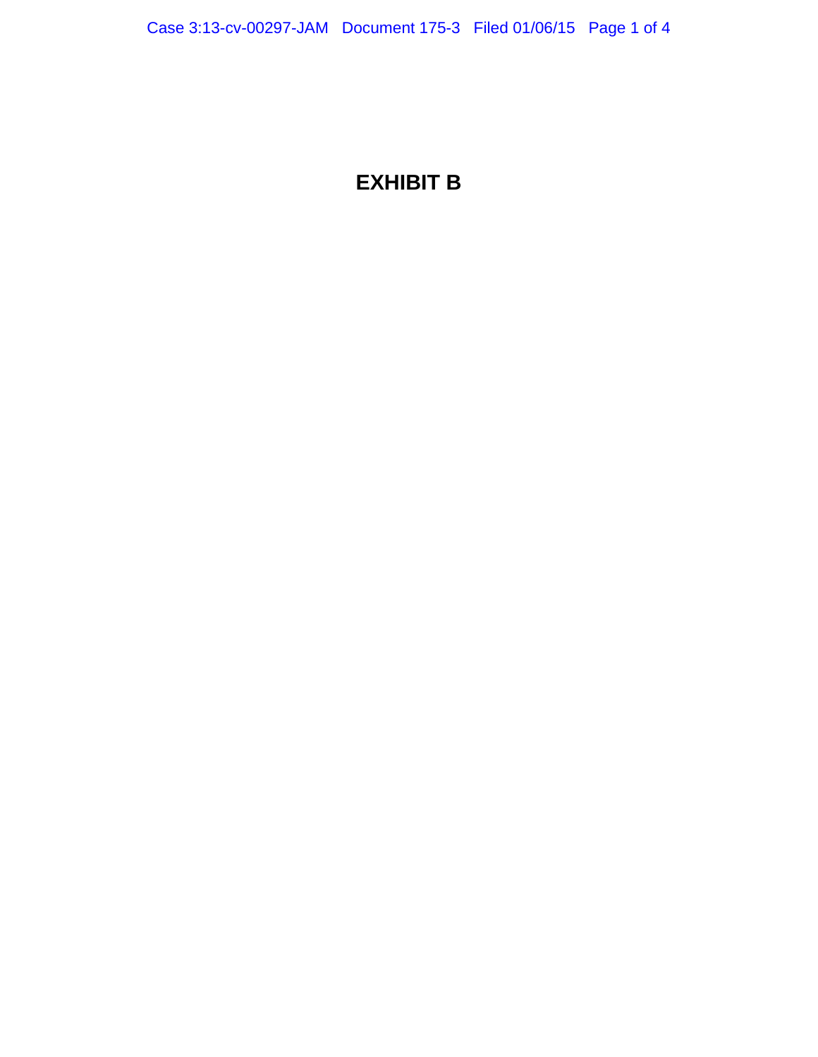# EXHIBIT B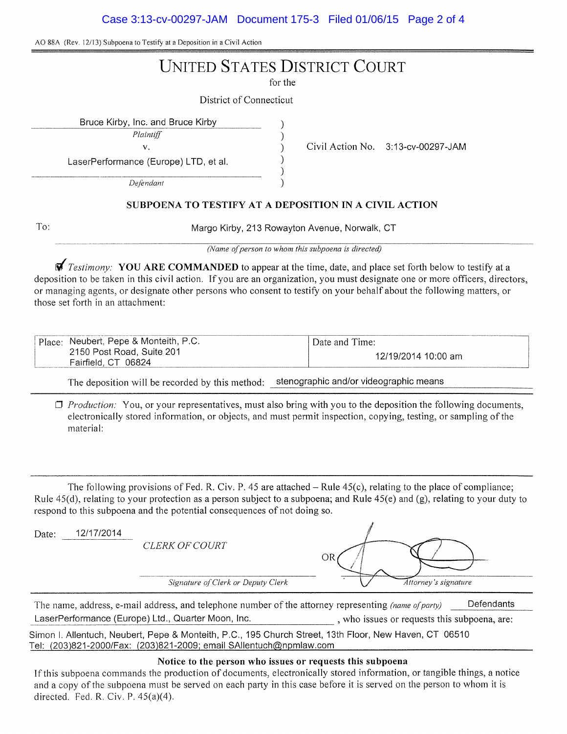AO 88A (Rev. 12/13) Subpoena to Testify at a Deposition in a Civil Action

# UNITED STATES DISTRICT COURT

for the

District of Connecticut

| | | |
|---|---|---|
| Bruce Kirby, Inc. and Bruce Kirby | ) | |
| *Plaintiff* | ) | |
| v. | ) | Civil Action No. 3:13-cv-00297-JAM |
| LaserPerformance (Europe) LTD, et al. | ) | |
| *Defendant* | ) | |

**SUBPOENA TO TESTIFY AT A DEPOSITION IN A CIVIL ACTION**

To: Margo Kirby, 213 Rowayton Avenue, Norwalk, CT

*(Name of person to whom this subpoena is directed)*

☑ *Testimony:* **YOU ARE COMMANDED** to appear at the time, date, and place set forth below to testify at a deposition to be taken in this civil action. If you are an organization, you must designate one or more officers, directors, or managing agents, or designate other persons who consent to testify on your behalf about the following matters, or those set forth in an attachment:

| Place: Neubert, Pepe & Monteith, P.C. 2150 Post Road, Suite 201 Fairfield, CT 06824 | Date and Time: 12/19/2014 10:00 am |
|---|---|

The deposition will be recorded by this method: stenographic and/or videographic means

☐ *Production:* You, or your representatives, must also bring with you to the deposition the following documents, electronically stored information, or objects, and must permit inspection, copying, testing, or sampling of the material:

The following provisions of Fed. R. Civ. P. 45 are attached – Rule 45(c), relating to the place of compliance; Rule 45(d), relating to your protection as a person subject to a subpoena; and Rule 45(e) and (g), relating to your duty to respond to this subpoena and the potential consequences of not doing so.

Date: 12/17/2014

*CLERK OF COURT*

_________________________ OR [signature]

*Signature of Clerk or Deputy Clerk* *Attorney's signature*

The name, address, e-mail address, and telephone number of the attorney representing *(name of party)* Defendants LaserPerformance (Europe) Ltd., Quarter Moon, Inc. , who issues or requests this subpoena, are:

Simon I. Allentuch, Neubert, Pepe & Monteith, P.C., 195 Church Street, 13th Floor, New Haven, CT 06510
Tel: (203)821-2000/Fax: (203)821-2009; email SAllentuch@npmlaw.com

**Notice to the person who issues or requests this subpoena**

If this subpoena commands the production of documents, electronically stored information, or tangible things, a notice and a copy of the subpoena must be served on each party in this case before it is served on the person to whom it is directed. Fed. R. Civ. P. 45(a)(4).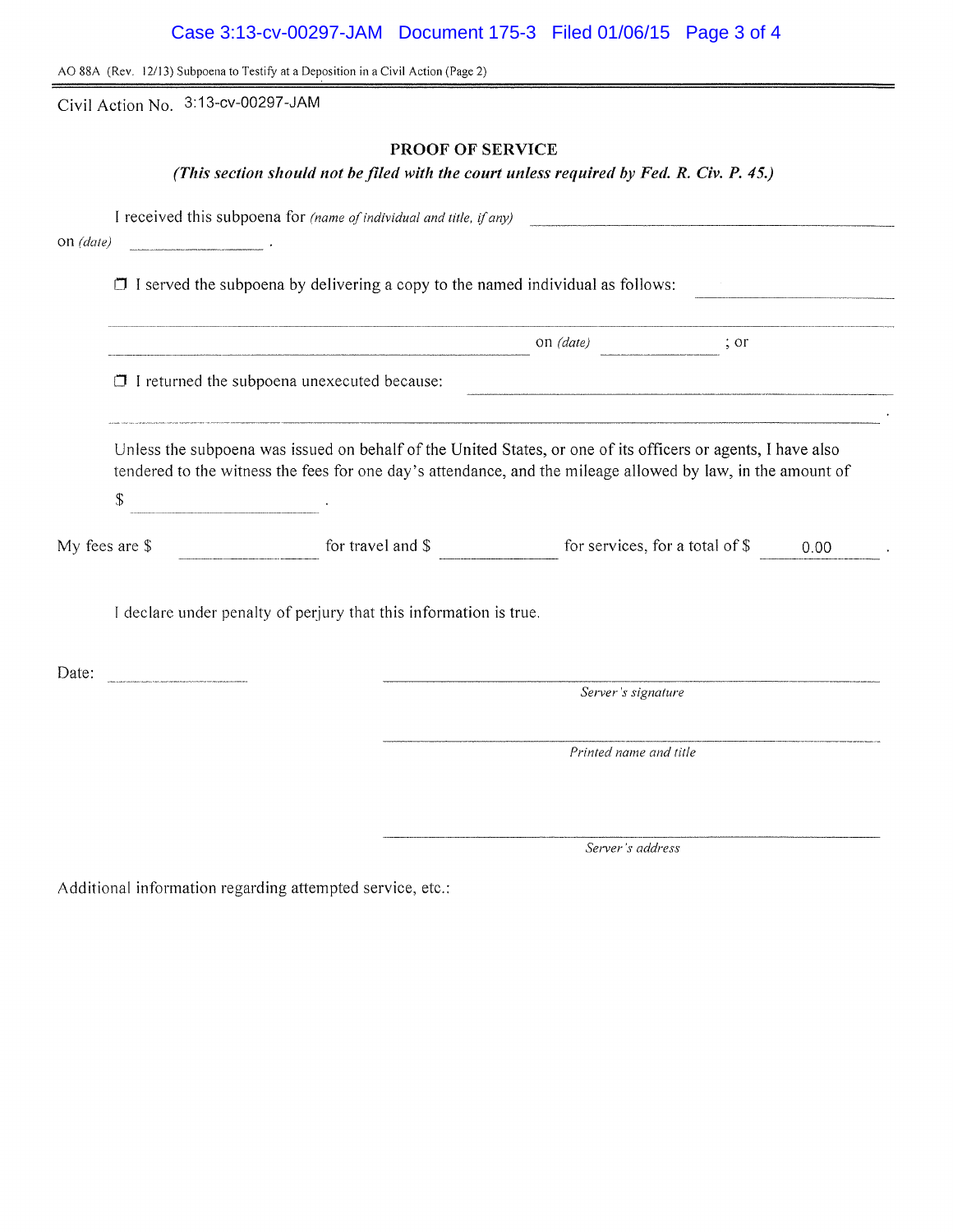AO 88A (Rev. 12/13) Subpoena to Testify at a Deposition in a Civil Action (Page 2)

Civil Action No. 3:13-cv-00297-JAM

## PROOF OF SERVICE

***(This section should not be filed with the court unless required by Fed. R. Civ. P. 45.)***

I received this subpoena for *(name of individual and title, if any)* \_\_\_\_\_\_\_\_\_\_\_\_\_\_\_\_\_\_\_\_\_\_\_\_\_\_\_\_\_\_\_\_
on *(date)* \_\_\_\_\_\_\_\_\_\_\_\_ .

☐ I served the subpoena by delivering a copy to the named individual as follows: \_\_\_\_\_\_\_\_\_\_\_\_\_\_\_\_\_\_\_\_\_\_\_\_

\_\_\_\_\_\_\_\_\_\_\_\_\_\_\_\_\_\_\_\_\_\_\_\_\_\_\_\_\_\_\_\_\_\_\_\_\_\_\_\_ on *(date)* \_\_\_\_\_\_\_\_\_\_\_\_ ; or

☐ I returned the subpoena unexecuted because: \_\_\_\_\_\_\_\_\_\_\_\_\_\_\_\_\_\_\_\_\_\_\_\_\_\_\_\_\_\_\_\_\_\_\_\_\_\_\_\_

\_\_\_\_\_\_\_\_\_\_\_\_\_\_\_\_\_\_\_\_\_\_\_\_\_\_\_\_\_\_\_\_\_\_\_\_\_\_\_\_\_\_\_\_\_\_\_\_\_\_\_\_\_\_\_\_\_\_\_\_\_\_\_\_\_\_\_\_\_\_\_\_\_\_\_\_\_\_ .

Unless the subpoena was issued on behalf of the United States, or one of its officers or agents, I have also tendered to the witness the fees for one day's attendance, and the mileage allowed by law, in the amount of

$ \_\_\_\_\_\_\_\_\_\_\_\_\_\_\_\_ .

My fees are $ \_\_\_\_\_\_\_\_\_\_\_\_ for travel and $ \_\_\_\_\_\_\_\_\_\_\_\_ for services, for a total of $ 0.00 .

I declare under penalty of perjury that this information is true.

Date: \_\_\_\_\_\_\_\_\_\_\_\_\_\_\_\_

\_\_\_\_\_\_\_\_\_\_\_\_\_\_\_\_\_\_\_\_\_\_\_\_\_\_\_\_\_\_\_\_\_\_\_\_\_\_\_\_
*Server's signature*

\_\_\_\_\_\_\_\_\_\_\_\_\_\_\_\_\_\_\_\_\_\_\_\_\_\_\_\_\_\_\_\_\_\_\_\_\_\_\_\_
*Printed name and title*

\_\_\_\_\_\_\_\_\_\_\_\_\_\_\_\_\_\_\_\_\_\_\_\_\_\_\_\_\_\_\_\_\_\_\_\_\_\_\_\_
*Server's address*

Additional information regarding attempted service, etc.: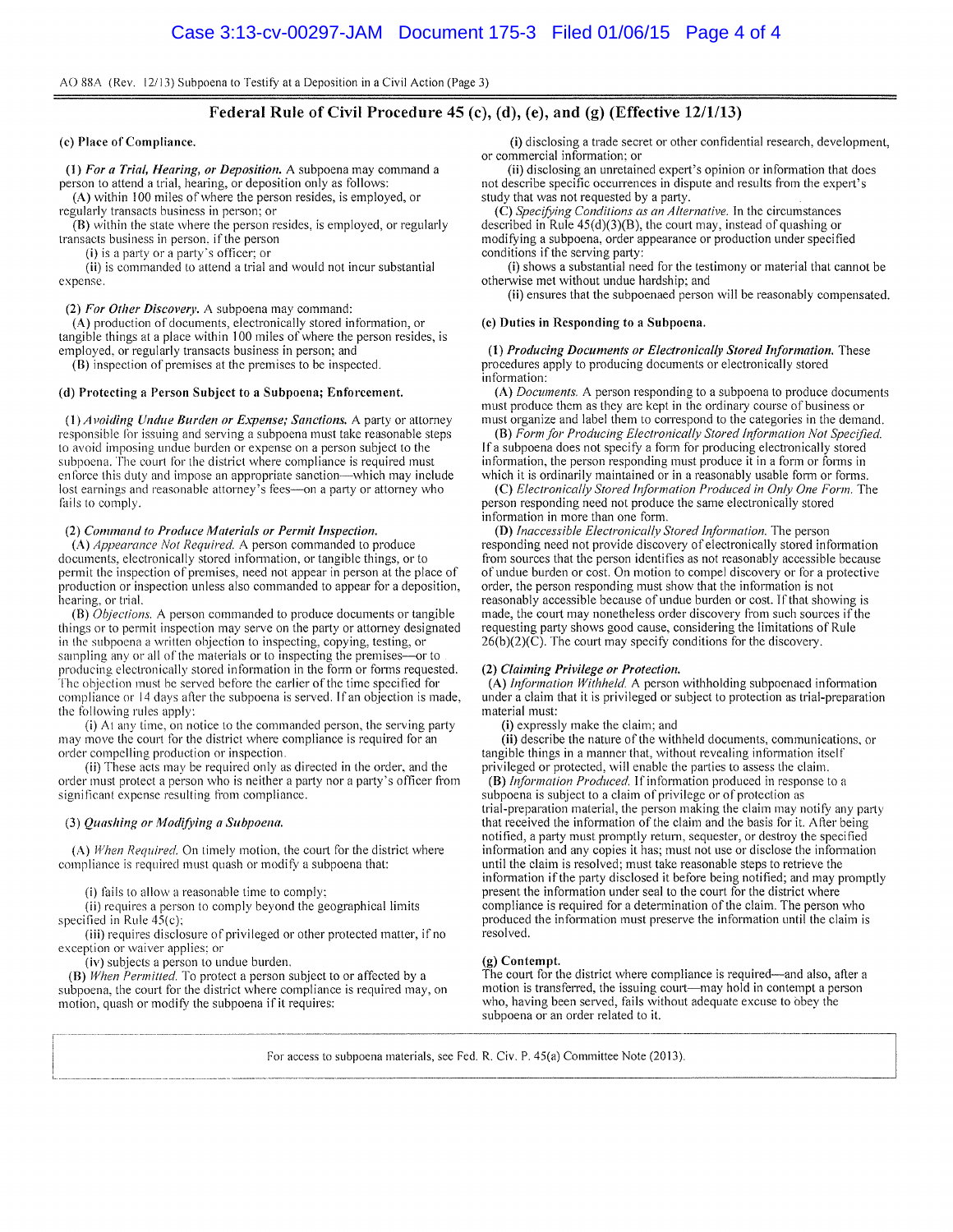AO 88A (Rev. 12/13) Subpoena to Testify at a Deposition in a Civil Action (Page 3)

## Federal Rule of Civil Procedure 45 (c), (d), (e), and (g) (Effective 12/1/13)

**(c) Place of Compliance.**

**(1)** *For a Trial, Hearing, or Deposition.* A subpoena may command a person to attend a trial, hearing, or deposition only as follows:

(A) within 100 miles of where the person resides, is employed, or regularly transacts business in person; or

(B) within the state where the person resides, is employed, or regularly transacts business in person, if the person

(i) is a party or a party's officer; or

(ii) is commanded to attend a trial and would not incur substantial expense.

**(2)** *For Other Discovery.* A subpoena may command:

(A) production of documents, electronically stored information, or tangible things at a place within 100 miles of where the person resides, is employed, or regularly transacts business in person; and

(B) inspection of premises at the premises to be inspected.

**(d) Protecting a Person Subject to a Subpoena; Enforcement.**

**(1)** *Avoiding Undue Burden or Expense; Sanctions.* A party or attorney responsible for issuing and serving a subpoena must take reasonable steps to avoid imposing undue burden or expense on a person subject to the subpoena. The court for the district where compliance is required must enforce this duty and impose an appropriate sanction—which may include lost earnings and reasonable attorney's fees—on a party or attorney who fails to comply.

**(2)** *Command to Produce Materials or Permit Inspection.*

(A) *Appearance Not Required.* A person commanded to produce documents, electronically stored information, or tangible things, or to permit the inspection of premises, need not appear in person at the place of production or inspection unless also commanded to appear for a deposition, hearing, or trial.

(B) *Objections.* A person commanded to produce documents or tangible things or to permit inspection may serve on the party or attorney designated in the subpoena a written objection to inspecting, copying, testing, or sampling any or all of the materials or to inspecting the premises—or to producing electronically stored information in the form or forms requested. The objection must be served before the earlier of the time specified for compliance or 14 days after the subpoena is served. If an objection is made, the following rules apply:

(i) At any time, on notice to the commanded person, the serving party may move the court for the district where compliance is required for an order compelling production or inspection.

(ii) These acts may be required only as directed in the order, and the order must protect a person who is neither a party nor a party's officer from significant expense resulting from compliance.

**(3)** *Quashing or Modifying a Subpoena.*

(A) *When Required.* On timely motion, the court for the district where compliance is required must quash or modify a subpoena that:

(i) fails to allow a reasonable time to comply;

(ii) requires a person to comply beyond the geographical limits specified in Rule 45(c);

(iii) requires disclosure of privileged or other protected matter, if no exception or waiver applies; or

(iv) subjects a person to undue burden.

(B) *When Permitted.* To protect a person subject to or affected by a subpoena, the court for the district where compliance is required may, on motion, quash or modify the subpoena if it requires:

(i) disclosing a trade secret or other confidential research, development, or commercial information; or

(ii) disclosing an unretained expert's opinion or information that does not describe specific occurrences in dispute and results from the expert's study that was not requested by a party.

(C) *Specifying Conditions as an Alternative.* In the circumstances described in Rule 45(d)(3)(B), the court may, instead of quashing or modifying a subpoena, order appearance or production under specified conditions if the serving party:

(i) shows a substantial need for the testimony or material that cannot be otherwise met without undue hardship; and

(ii) ensures that the subpoenaed person will be reasonably compensated.

**(e) Duties in Responding to a Subpoena.**

**(1)** *Producing Documents or Electronically Stored Information.* These procedures apply to producing documents or electronically stored information:

(A) *Documents.* A person responding to a subpoena to produce documents must produce them as they are kept in the ordinary course of business or must organize and label them to correspond to the categories in the demand.

(B) *Form for Producing Electronically Stored Information Not Specified.* If a subpoena does not specify a form for producing electronically stored information, the person responding must produce it in a form or forms in which it is ordinarily maintained or in a reasonably usable form or forms.

(C) *Electronically Stored Information Produced in Only One Form.* The person responding need not produce the same electronically stored information in more than one form.

(D) *Inaccessible Electronically Stored Information.* The person responding need not provide discovery of electronically stored information from sources that the person identifies as not reasonably accessible because of undue burden or cost. On motion to compel discovery or for a protective order, the person responding must show that the information is not reasonably accessible because of undue burden or cost. If that showing is made, the court may nonetheless order discovery from such sources if the requesting party shows good cause, considering the limitations of Rule 26(b)(2)(C). The court may specify conditions for the discovery.

**(2)** *Claiming Privilege or Protection.*

(A) *Information Withheld.* A person withholding subpoenaed information under a claim that it is privileged or subject to protection as trial-preparation material must:

(i) expressly make the claim; and

(ii) describe the nature of the withheld documents, communications, or tangible things in a manner that, without revealing information itself privileged or protected, will enable the parties to assess the claim.

(B) *Information Produced.* If information produced in response to a subpoena is subject to a claim of privilege or of protection as trial-preparation material, the person making the claim may notify any party that received the information of the claim and the basis for it. After being notified, a party must promptly return, sequester, or destroy the specified information and any copies it has; must not use or disclose the information until the claim is resolved; must take reasonable steps to retrieve the information if the party disclosed it before being notified; and may promptly present the information under seal to the court for the district where compliance is required for a determination of the claim. The person who produced the information must preserve the information until the claim is resolved.

**(g) Contempt.**

The court for the district where compliance is required—and also, after a motion is transferred, the issuing court—may hold in contempt a person who, having been served, fails without adequate excuse to obey the subpoena or an order related to it.

For access to subpoena materials, see Fed. R. Civ. P. 45(a) Committee Note (2013).